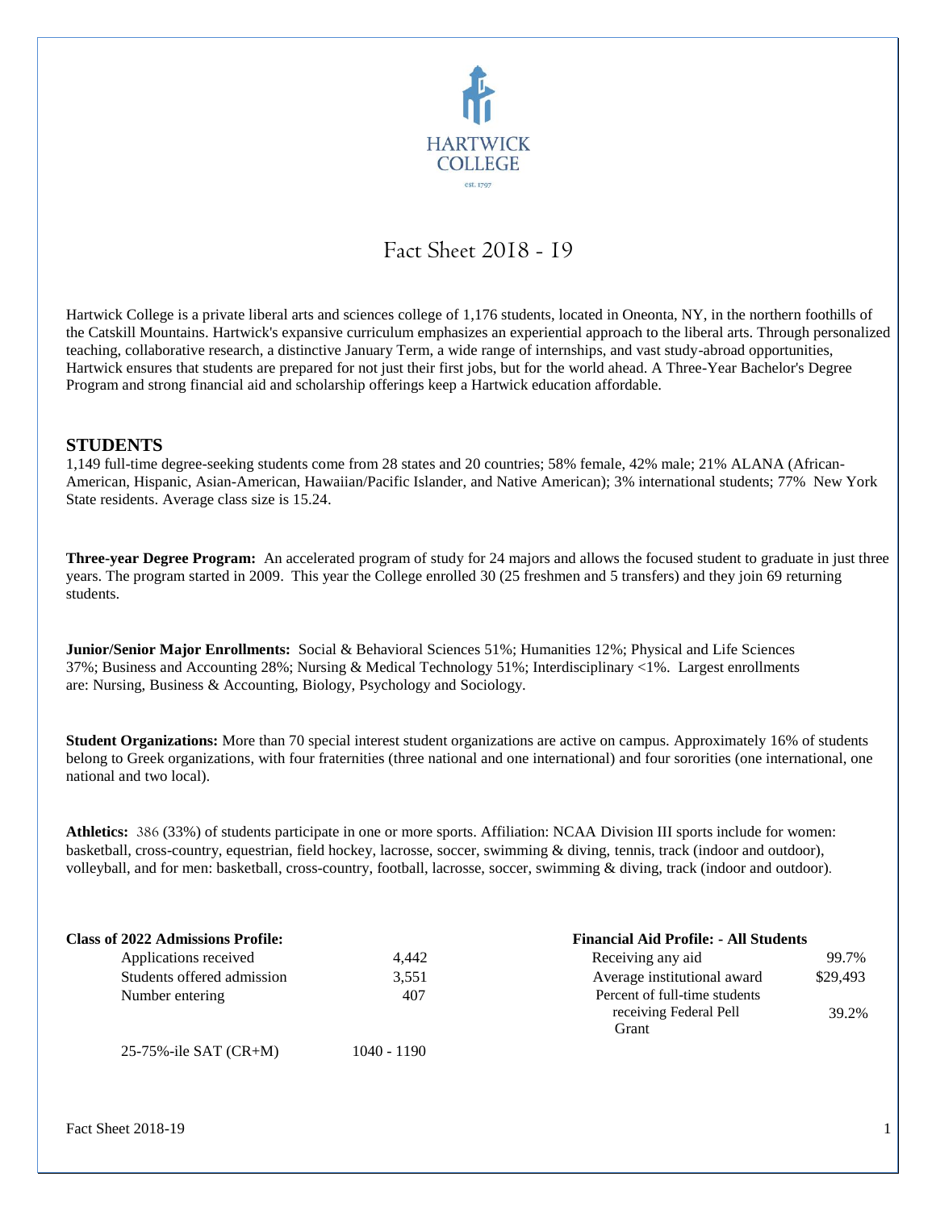HARTWICK COLLEGE

est. 1797

# Fact Sheet 2018 - 19

Hartwick College is a private liberal arts and sciences college of 1,176 students, located in Oneonta, NY, in the northern foothills of the Catskill Mountains. Hartwick's expansive curriculum emphasizes an experiential approach to the liberal arts. Through personalized teaching, collaborative research, a distinctive January Term, a wide range of internships, and vast study-abroad opportunities, Hartwick ensures that students are prepared for not just their first jobs, but for the world ahead. A Three-Year Bachelor's Degree Program and strong financial aid and scholarship offerings keep a Hartwick education affordable.

## STUDENTS

1,149 full-time degree-seeking students come from 28 states and 20 countries; 58% female, 42% male; 21% ALANA (African-American, Hispanic, Asian-American, Hawaiian/Pacific Islander, and Native American); 3% international students; 77% New York State residents. Average class size is 15.24.

**Three-year Degree Program:** An accelerated program of study for 24 majors and allows the focused student to graduate in just three years. The program started in 2009. This year the College enrolled 30 (25 freshmen and 5 transfers) and they join 69 returning students.

**Junior/Senior Major Enrollments:** Social & Behavioral Sciences 51%; Humanities 12%; Physical and Life Sciences 37%; Business and Accounting 28%; Nursing & Medical Technology 51%; Interdisciplinary <1%. Largest enrollments are: Nursing, Business & Accounting, Biology, Psychology and Sociology.

**Student Organizations:** More than 70 special interest student organizations are active on campus. Approximately 16% of students belong to Greek organizations, with four fraternities (three national and one international) and four sororities (one international, one national and two local).

**Athletics:** 386 (33%) of students participate in one or more sports. Affiliation: NCAA Division III sports include for women: basketball, cross-country, equestrian, field hockey, lacrosse, soccer, swimming & diving, tennis, track (indoor and outdoor), volleyball, and for men: basketball, cross-country, football, lacrosse, soccer, swimming & diving, track (indoor and outdoor).

**Class of 2022 Admissions Profile:**

| | |
|---|---|
| Applications received | 4,442 |
| Students offered admission | 3,551 |
| Number entering | 407 |
| 25-75%-ile SAT (CR+M) | 1040 - 1190 |

**Financial Aid Profile: - All Students**

| | |
|---|---|
| Receiving any aid | 99.7% |
| Average institutional award | $29,493 |
| Percent of full-time students receiving Federal Pell Grant | 39.2% |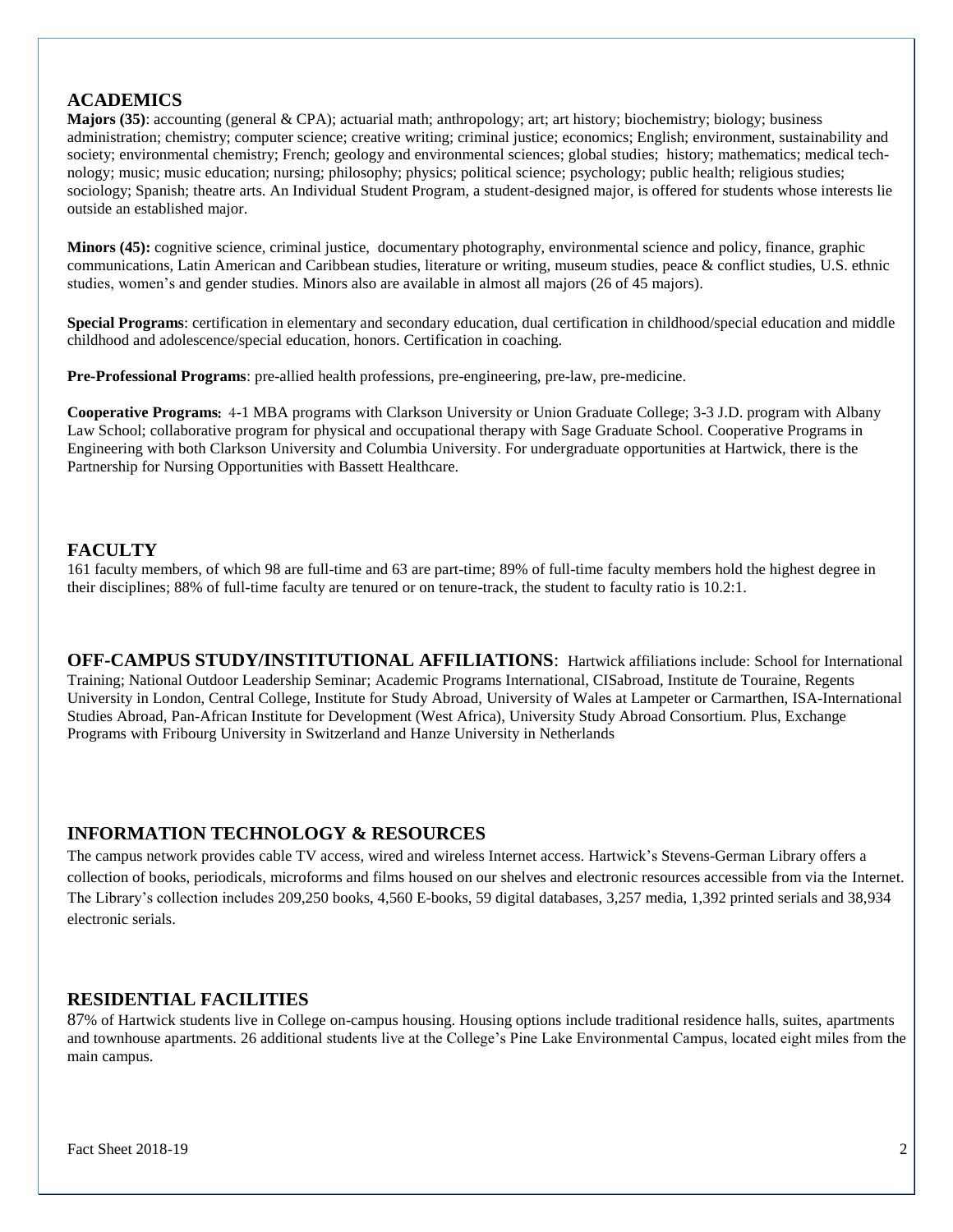## ACADEMICS

**Majors (35)**: accounting (general & CPA); actuarial math; anthropology; art; art history; biochemistry; biology; business administration; chemistry; computer science; creative writing; criminal justice; economics; English; environment, sustainability and society; environmental chemistry; French; geology and environmental sciences; global studies; history; mathematics; medical technology; music; music education; nursing; philosophy; physics; political science; psychology; public health; religious studies; sociology; Spanish; theatre arts. An Individual Student Program, a student-designed major, is offered for students whose interests lie outside an established major.

**Minors (45):** cognitive science, criminal justice, documentary photography, environmental science and policy, finance, graphic communications, Latin American and Caribbean studies, literature or writing, museum studies, peace & conflict studies, U.S. ethnic studies, women's and gender studies. Minors also are available in almost all majors (26 of 45 majors).

**Special Programs**: certification in elementary and secondary education, dual certification in childhood/special education and middle childhood and adolescence/special education, honors. Certification in coaching.

**Pre-Professional Programs**: pre-allied health professions, pre-engineering, pre-law, pre-medicine.

**Cooperative Programs:** 4-1 MBA programs with Clarkson University or Union Graduate College; 3-3 J.D. program with Albany Law School; collaborative program for physical and occupational therapy with Sage Graduate School. Cooperative Programs in Engineering with both Clarkson University and Columbia University. For undergraduate opportunities at Hartwick, there is the Partnership for Nursing Opportunities with Bassett Healthcare.

## FACULTY

161 faculty members, of which 98 are full-time and 63 are part-time; 89% of full-time faculty members hold the highest degree in their disciplines; 88% of full-time faculty are tenured or on tenure-track, the student to faculty ratio is 10.2:1.

## OFF-CAMPUS STUDY/INSTITUTIONAL AFFILIATIONS:

Hartwick affiliations include: School for International Training; National Outdoor Leadership Seminar; Academic Programs International, CISabroad, Institute de Touraine, Regents University in London, Central College, Institute for Study Abroad, University of Wales at Lampeter or Carmarthen, ISA-International Studies Abroad, Pan-African Institute for Development (West Africa), University Study Abroad Consortium. Plus, Exchange Programs with Fribourg University in Switzerland and Hanze University in Netherlands

## INFORMATION TECHNOLOGY & RESOURCES

The campus network provides cable TV access, wired and wireless Internet access. Hartwick's Stevens-German Library offers a collection of books, periodicals, microforms and films housed on our shelves and electronic resources accessible from via the Internet. The Library's collection includes 209,250 books, 4,560 E-books, 59 digital databases, 3,257 media, 1,392 printed serials and 38,934 electronic serials.

## RESIDENTIAL FACILITIES

87% of Hartwick students live in College on-campus housing. Housing options include traditional residence halls, suites, apartments and townhouse apartments. 26 additional students live at the College's Pine Lake Environmental Campus, located eight miles from the main campus.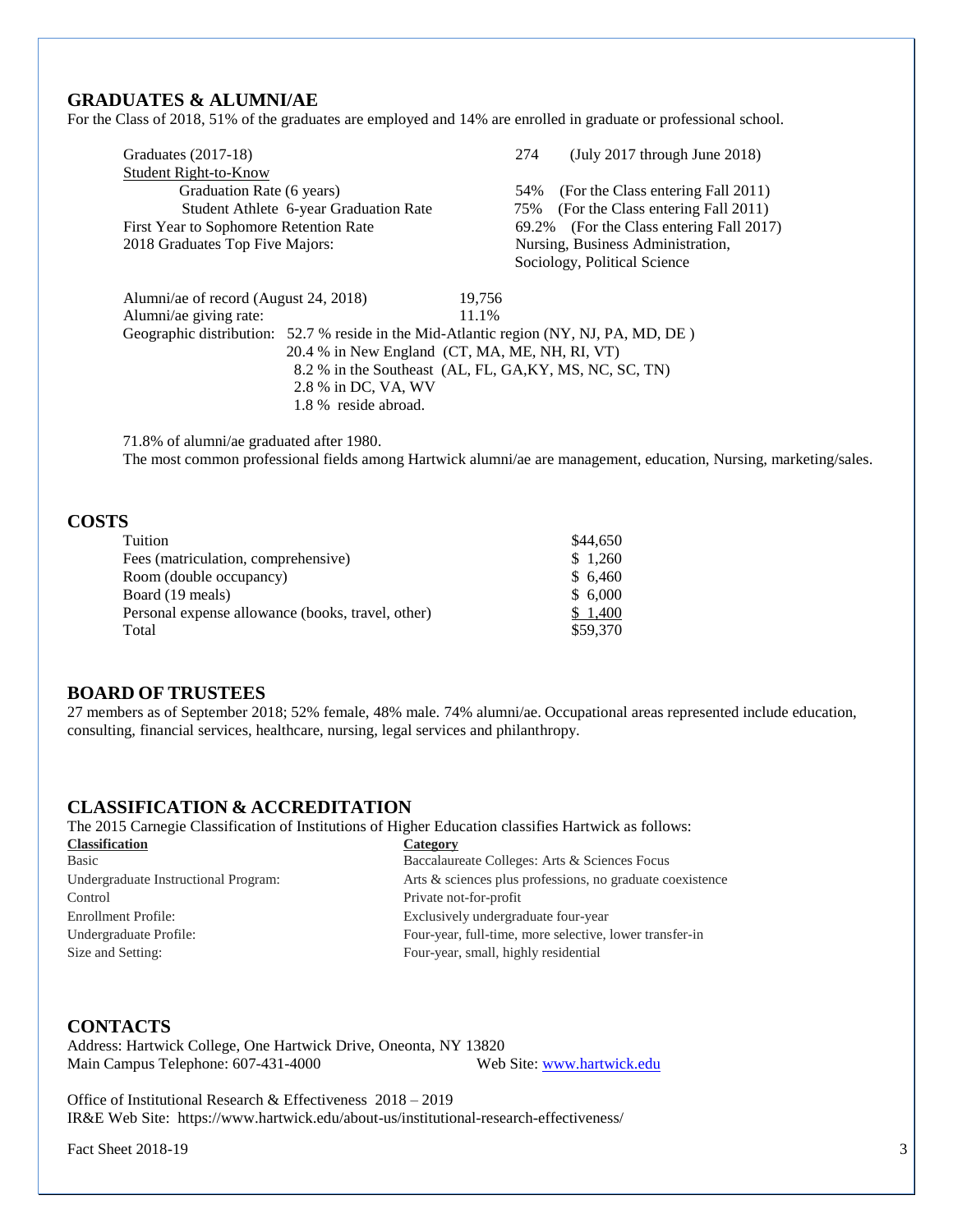## GRADUATES & ALUMNI/AE

For the Class of 2018, 51% of the graduates are employed and 14% are enrolled in graduate or professional school.

| | |
|---|---|
| Graduates (2017-18) | 274 (July 2017 through June 2018) |
| Student Right-to-Know | |
| Graduation Rate (6 years) | 54% (For the Class entering Fall 2011) |
| Student Athlete 6-year Graduation Rate | 75% (For the Class entering Fall 2011) |
| First Year to Sophomore Retention Rate | 69.2% (For the Class entering Fall 2017) |
| 2018 Graduates Top Five Majors: | Nursing, Business Administration, Sociology, Political Science |

Alumni/ae of record (August 24, 2018) 19,756

Alumni/ae giving rate: 11.1%

Geographic distribution: 52.7 % reside in the Mid-Atlantic region (NY, NJ, PA, MD, DE )
20.4 % in New England (CT, MA, ME, NH, RI, VT)
8.2 % in the Southeast (AL, FL, GA,KY, MS, NC, SC, TN)
2.8 % in DC, VA, WV
1.8 % reside abroad.

71.8% of alumni/ae graduated after 1980.

The most common professional fields among Hartwick alumni/ae are management, education, Nursing, marketing/sales.

## COSTS

| | |
|---|---|
| Tuition | $44,650 |
| Fees (matriculation, comprehensive) | $ 1,260 |
| Room (double occupancy) | $ 6,460 |
| Board (19 meals) | $ 6,000 |
| Personal expense allowance (books, travel, other) | $ 1,400 |
| Total | $59,370 |

## BOARD OF TRUSTEES

27 members as of September 2018; 52% female, 48% male. 74% alumni/ae. Occupational areas represented include education, consulting, financial services, healthcare, nursing, legal services and philanthropy.

## CLASSIFICATION & ACCREDITATION

The 2015 Carnegie Classification of Institutions of Higher Education classifies Hartwick as follows:

| Classification | Category |
|---|---|
| Basic | Baccalaureate Colleges: Arts & Sciences Focus |
| Undergraduate Instructional Program: | Arts & sciences plus professions, no graduate coexistence |
| Control | Private not-for-profit |
| Enrollment Profile: | Exclusively undergraduate four-year |
| Undergraduate Profile: | Four-year, full-time, more selective, lower transfer-in |
| Size and Setting: | Four-year, small, highly residential |

## CONTACTS

Address: Hartwick College, One Hartwick Drive, Oneonta, NY 13820
Main Campus Telephone: 607-431-4000 Web Site: www.hartwick.edu

Office of Institutional Research & Effectiveness 2018 – 2019
IR&E Web Site: https://www.hartwick.edu/about-us/institutional-research-effectiveness/